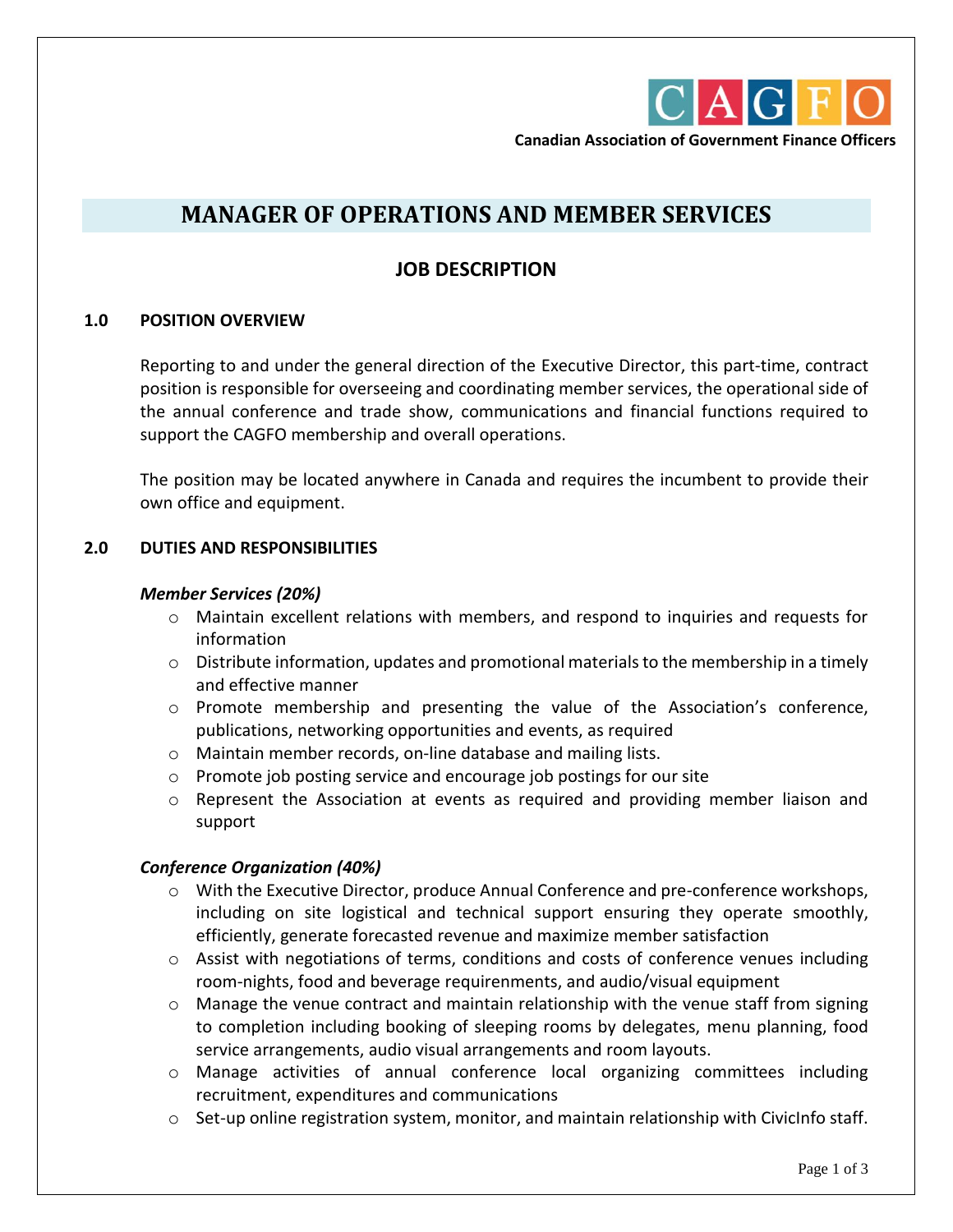CAGFO

**Canadian Association of Government Finance Officers**

# MANAGER OF OPERATIONS AND MEMBER SERVICES

## JOB DESCRIPTION

### 1.0 POSITION OVERVIEW

Reporting to and under the general direction of the Executive Director, this part-time, contract position is responsible for overseeing and coordinating member services, the operational side of the annual conference and trade show, communications and financial functions required to support the CAGFO membership and overall operations.

The position may be located anywhere in Canada and requires the incumbent to provide their own office and equipment.

### 2.0 DUTIES AND RESPONSIBILITIES

***Member Services (20%)***

- Maintain excellent relations with members, and respond to inquiries and requests for information
- Distribute information, updates and promotional materials to the membership in a timely and effective manner
- Promote membership and presenting the value of the Association's conference, publications, networking opportunities and events, as required
- Maintain member records, on-line database and mailing lists.
- Promote job posting service and encourage job postings for our site
- Represent the Association at events as required and providing member liaison and support

***Conference Organization (40%)***

- With the Executive Director, produce Annual Conference and pre-conference workshops, including on site logistical and technical support ensuring they operate smoothly, efficiently, generate forecasted revenue and maximize member satisfaction
- Assist with negotiations of terms, conditions and costs of conference venues including room-nights, food and beverage requirenments, and audio/visual equipment
- Manage the venue contract and maintain relationship with the venue staff from signing to completion including booking of sleeping rooms by delegates, menu planning, food service arrangements, audio visual arrangements and room layouts.
- Manage activities of annual conference local organizing committees including recruitment, expenditures and communications
- Set-up online registration system, monitor, and maintain relationship with CivicInfo staff.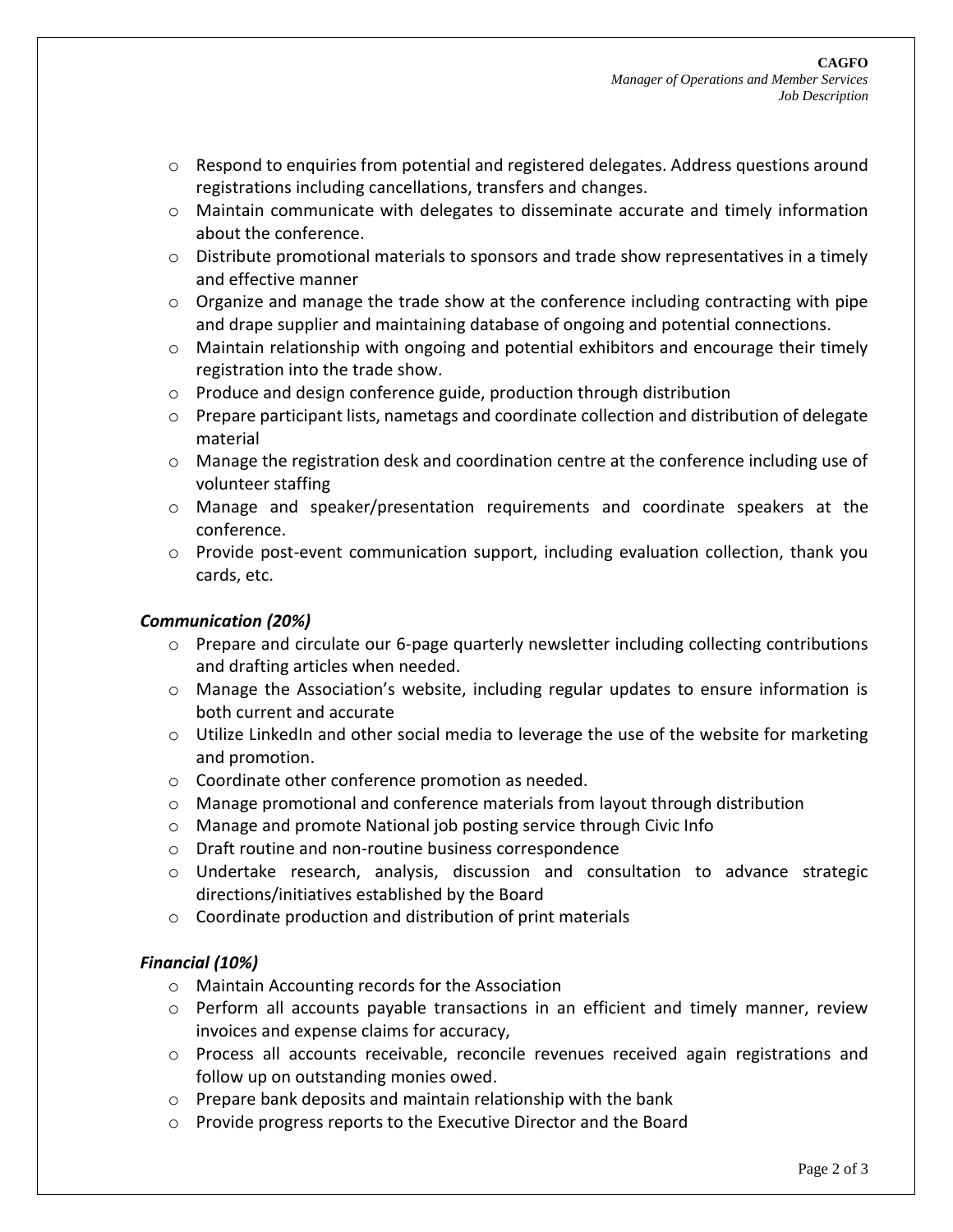- Respond to enquiries from potential and registered delegates. Address questions around registrations including cancellations, transfers and changes.
- Maintain communicate with delegates to disseminate accurate and timely information about the conference.
- Distribute promotional materials to sponsors and trade show representatives in a timely and effective manner
- Organize and manage the trade show at the conference including contracting with pipe and drape supplier and maintaining database of ongoing and potential connections.
- Maintain relationship with ongoing and potential exhibitors and encourage their timely registration into the trade show.
- Produce and design conference guide, production through distribution
- Prepare participant lists, nametags and coordinate collection and distribution of delegate material
- Manage the registration desk and coordination centre at the conference including use of volunteer staffing
- Manage and speaker/presentation requirements and coordinate speakers at the conference.
- Provide post-event communication support, including evaluation collection, thank you cards, etc.

### *Communication (20%)*

- Prepare and circulate our 6-page quarterly newsletter including collecting contributions and drafting articles when needed.
- Manage the Association's website, including regular updates to ensure information is both current and accurate
- Utilize LinkedIn and other social media to leverage the use of the website for marketing and promotion.
- Coordinate other conference promotion as needed.
- Manage promotional and conference materials from layout through distribution
- Manage and promote National job posting service through Civic Info
- Draft routine and non-routine business correspondence
- Undertake research, analysis, discussion and consultation to advance strategic directions/initiatives established by the Board
- Coordinate production and distribution of print materials

### *Financial (10%)*

- Maintain Accounting records for the Association
- Perform all accounts payable transactions in an efficient and timely manner, review invoices and expense claims for accuracy,
- Process all accounts receivable, reconcile revenues received again registrations and follow up on outstanding monies owed.
- Prepare bank deposits and maintain relationship with the bank
- Provide progress reports to the Executive Director and the Board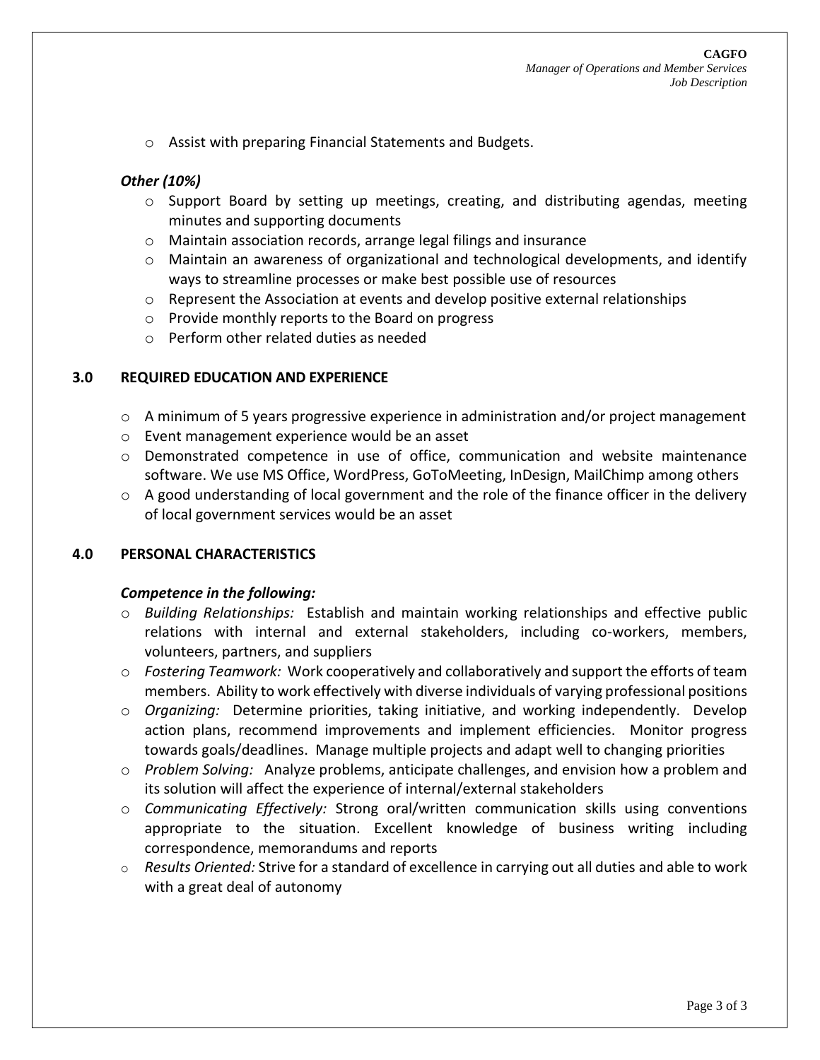- Assist with preparing Financial Statements and Budgets.

### *Other (10%)*

- Support Board by setting up meetings, creating, and distributing agendas, meeting minutes and supporting documents
- Maintain association records, arrange legal filings and insurance
- Maintain an awareness of organizational and technological developments, and identify ways to streamline processes or make best possible use of resources
- Represent the Association at events and develop positive external relationships
- Provide monthly reports to the Board on progress
- Perform other related duties as needed

## 3.0 REQUIRED EDUCATION AND EXPERIENCE

- A minimum of 5 years progressive experience in administration and/or project management
- Event management experience would be an asset
- Demonstrated competence in use of office, communication and website maintenance software. We use MS Office, WordPress, GoToMeeting, InDesign, MailChimp among others
- A good understanding of local government and the role of the finance officer in the delivery of local government services would be an asset

## 4.0 PERSONAL CHARACTERISTICS

### *Competence in the following:*

- *Building Relationships:* Establish and maintain working relationships and effective public relations with internal and external stakeholders, including co-workers, members, volunteers, partners, and suppliers
- *Fostering Teamwork:* Work cooperatively and collaboratively and support the efforts of team members. Ability to work effectively with diverse individuals of varying professional positions
- *Organizing:* Determine priorities, taking initiative, and working independently. Develop action plans, recommend improvements and implement efficiencies. Monitor progress towards goals/deadlines. Manage multiple projects and adapt well to changing priorities
- *Problem Solving:* Analyze problems, anticipate challenges, and envision how a problem and its solution will affect the experience of internal/external stakeholders
- *Communicating Effectively:* Strong oral/written communication skills using conventions appropriate to the situation. Excellent knowledge of business writing including correspondence, memorandums and reports
- *Results Oriented:* Strive for a standard of excellence in carrying out all duties and able to work with a great deal of autonomy